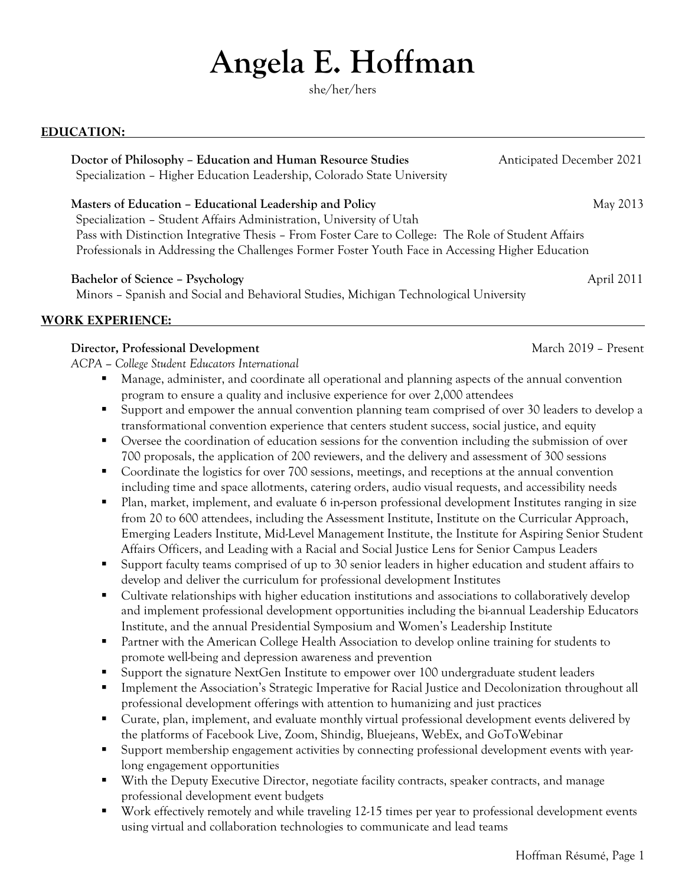# Angela E. Hoffman

she/her/hers

## EDUCATION:

**Doctor of Philosophy – Education and Human Resource Studies** — Anticipated December 2021
Specialization – Higher Education Leadership, Colorado State University

**Masters of Education – Educational Leadership and Policy** — May 2013
Specialization – Student Affairs Administration, University of Utah
Pass with Distinction Integrative Thesis – From Foster Care to College: The Role of Student Affairs Professionals in Addressing the Challenges Former Foster Youth Face in Accessing Higher Education

**Bachelor of Science – Psychology** — April 2011
Minors – Spanish and Social and Behavioral Studies, Michigan Technological University

## WORK EXPERIENCE:

**Director, Professional Development** — March 2019 – Present
*ACPA – College Student Educators International*

- Manage, administer, and coordinate all operational and planning aspects of the annual convention program to ensure a quality and inclusive experience for over 2,000 attendees
- Support and empower the annual convention planning team comprised of over 30 leaders to develop a transformational convention experience that centers student success, social justice, and equity
- Oversee the coordination of education sessions for the convention including the submission of over 700 proposals, the application of 200 reviewers, and the delivery and assessment of 300 sessions
- Coordinate the logistics for over 700 sessions, meetings, and receptions at the annual convention including time and space allotments, catering orders, audio visual requests, and accessibility needs
- Plan, market, implement, and evaluate 6 in-person professional development Institutes ranging in size from 20 to 600 attendees, including the Assessment Institute, Institute on the Curricular Approach, Emerging Leaders Institute, Mid-Level Management Institute, the Institute for Aspiring Senior Student Affairs Officers, and Leading with a Racial and Social Justice Lens for Senior Campus Leaders
- Support faculty teams comprised of up to 30 senior leaders in higher education and student affairs to develop and deliver the curriculum for professional development Institutes
- Cultivate relationships with higher education institutions and associations to collaboratively develop and implement professional development opportunities including the bi-annual Leadership Educators Institute, and the annual Presidential Symposium and Women's Leadership Institute
- Partner with the American College Health Association to develop online training for students to promote well-being and depression awareness and prevention
- Support the signature NextGen Institute to empower over 100 undergraduate student leaders
- Implement the Association's Strategic Imperative for Racial Justice and Decolonization throughout all professional development offerings with attention to humanizing and just practices
- Curate, plan, implement, and evaluate monthly virtual professional development events delivered by the platforms of Facebook Live, Zoom, Shindig, Bluejeans, WebEx, and GoToWebinar
- Support membership engagement activities by connecting professional development events with year-long engagement opportunities
- With the Deputy Executive Director, negotiate facility contracts, speaker contracts, and manage professional development event budgets
- Work effectively remotely and while traveling 12-15 times per year to professional development events using virtual and collaboration technologies to communicate and lead teams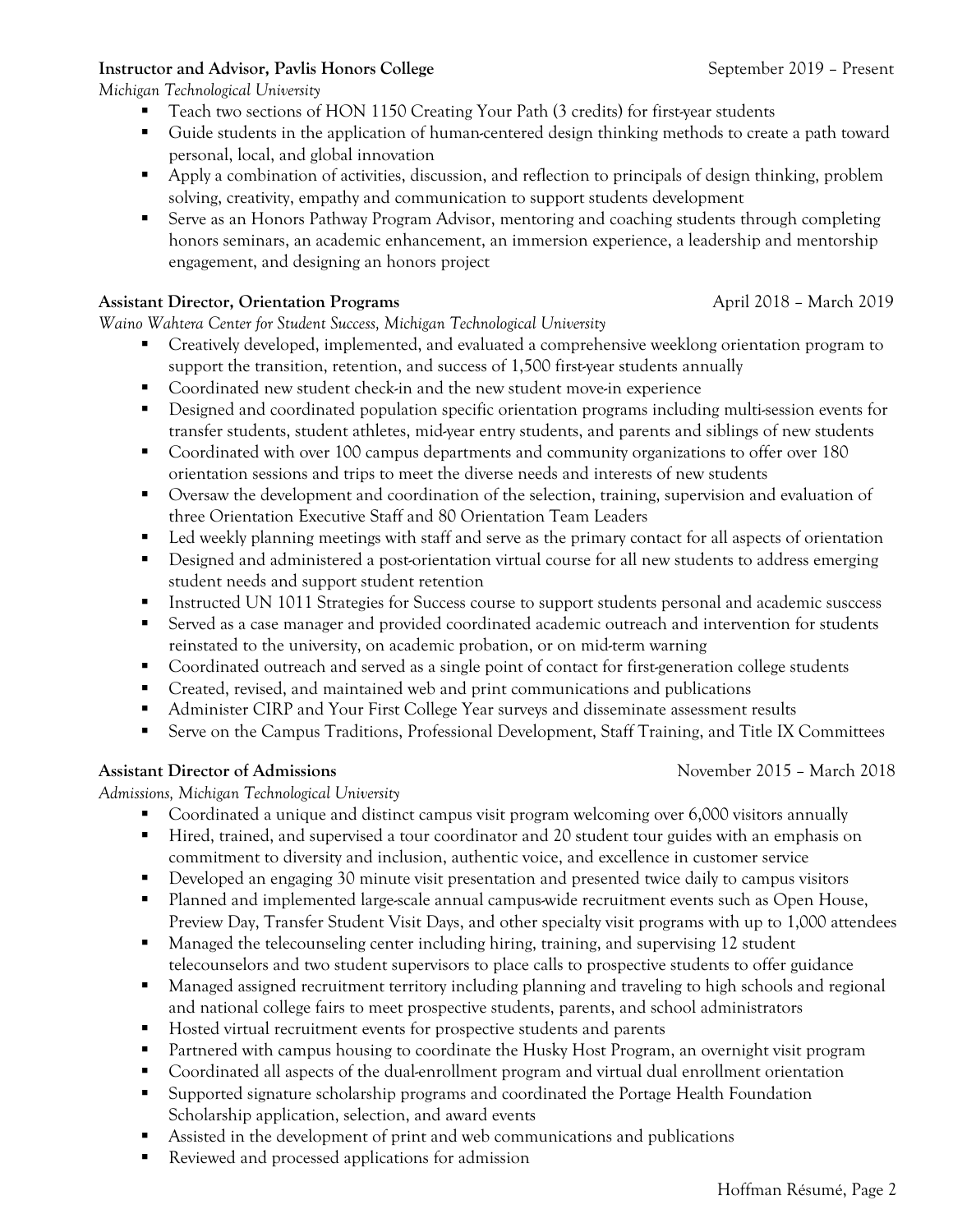**Instructor and Advisor, Pavlis Honors College** September 2019 – Present
*Michigan Technological University*

- Teach two sections of HON 1150 Creating Your Path (3 credits) for first-year students
- Guide students in the application of human-centered design thinking methods to create a path toward personal, local, and global innovation
- Apply a combination of activities, discussion, and reflection to principals of design thinking, problem solving, creativity, empathy and communication to support students development
- Serve as an Honors Pathway Program Advisor, mentoring and coaching students through completing honors seminars, an academic enhancement, an immersion experience, a leadership and mentorship engagement, and designing an honors project

**Assistant Director, Orientation Programs** April 2018 – March 2019
*Waino Wahtera Center for Student Success, Michigan Technological University*

- Creatively developed, implemented, and evaluated a comprehensive weeklong orientation program to support the transition, retention, and success of 1,500 first-year students annually
- Coordinated new student check-in and the new student move-in experience
- Designed and coordinated population specific orientation programs including multi-session events for transfer students, student athletes, mid-year entry students, and parents and siblings of new students
- Coordinated with over 100 campus departments and community organizations to offer over 180 orientation sessions and trips to meet the diverse needs and interests of new students
- Oversaw the development and coordination of the selection, training, supervision and evaluation of three Orientation Executive Staff and 80 Orientation Team Leaders
- Led weekly planning meetings with staff and serve as the primary contact for all aspects of orientation
- Designed and administered a post-orientation virtual course for all new students to address emerging student needs and support student retention
- Instructed UN 1011 Strategies for Success course to support students personal and academic susccess
- Served as a case manager and provided coordinated academic outreach and intervention for students reinstated to the university, on academic probation, or on mid-term warning
- Coordinated outreach and served as a single point of contact for first-generation college students
- Created, revised, and maintained web and print communications and publications
- Administer CIRP and Your First College Year surveys and disseminate assessment results
- Serve on the Campus Traditions, Professional Development, Staff Training, and Title IX Committees

**Assistant Director of Admissions** November 2015 – March 2018
*Admissions, Michigan Technological University*

- Coordinated a unique and distinct campus visit program welcoming over 6,000 visitors annually
- Hired, trained, and supervised a tour coordinator and 20 student tour guides with an emphasis on commitment to diversity and inclusion, authentic voice, and excellence in customer service
- Developed an engaging 30 minute visit presentation and presented twice daily to campus visitors
- Planned and implemented large-scale annual campus-wide recruitment events such as Open House, Preview Day, Transfer Student Visit Days, and other specialty visit programs with up to 1,000 attendees
- Managed the telecounseling center including hiring, training, and supervising 12 student telecounselors and two student supervisors to place calls to prospective students to offer guidance
- Managed assigned recruitment territory including planning and traveling to high schools and regional and national college fairs to meet prospective students, parents, and school administrators
- Hosted virtual recruitment events for prospective students and parents
- Partnered with campus housing to coordinate the Husky Host Program, an overnight visit program
- Coordinated all aspects of the dual-enrollment program and virtual dual enrollment orientation
- Supported signature scholarship programs and coordinated the Portage Health Foundation Scholarship application, selection, and award events
- Assisted in the development of print and web communications and publications
- Reviewed and processed applications for admission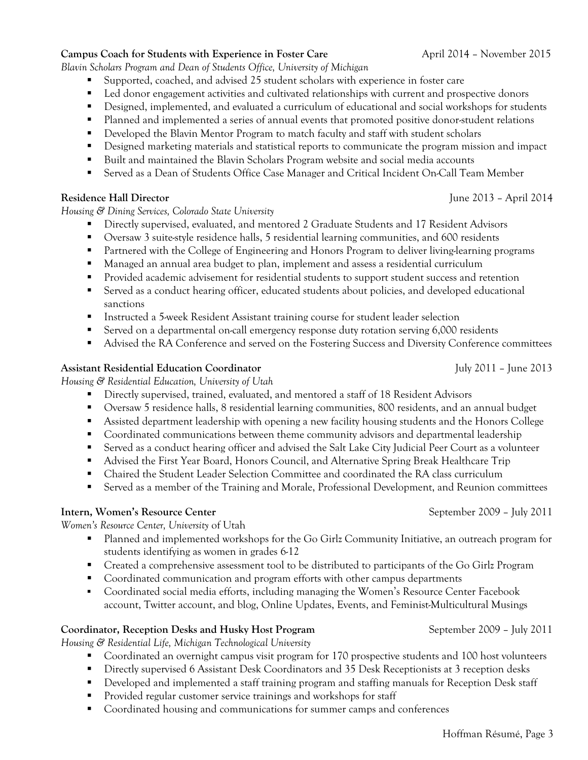**Campus Coach for Students with Experience in Foster Care** April 2014 – November 2015
*Blavin Scholars Program and Dean of Students Office, University of Michigan*

- Supported, coached, and advised 25 student scholars with experience in foster care
- Led donor engagement activities and cultivated relationships with current and prospective donors
- Designed, implemented, and evaluated a curriculum of educational and social workshops for students
- Planned and implemented a series of annual events that promoted positive donor-student relations
- Developed the Blavin Mentor Program to match faculty and staff with student scholars
- Designed marketing materials and statistical reports to communicate the program mission and impact
- Built and maintained the Blavin Scholars Program website and social media accounts
- Served as a Dean of Students Office Case Manager and Critical Incident On-Call Team Member

**Residence Hall Director** June 2013 – April 2014
*Housing & Dining Services, Colorado State University*

- Directly supervised, evaluated, and mentored 2 Graduate Students and 17 Resident Advisors
- Oversaw 3 suite-style residence halls, 5 residential learning communities, and 600 residents
- Partnered with the College of Engineering and Honors Program to deliver living-learning programs
- Managed an annual area budget to plan, implement and assess a residential curriculum
- Provided academic advisement for residential students to support student success and retention
- Served as a conduct hearing officer, educated students about policies, and developed educational sanctions
- Instructed a 5-week Resident Assistant training course for student leader selection
- Served on a departmental on-call emergency response duty rotation serving 6,000 residents
- Advised the RA Conference and served on the Fostering Success and Diversity Conference committees

**Assistant Residential Education Coordinator** July 2011 – June 2013
*Housing & Residential Education, University of Utah*

- Directly supervised, trained, evaluated, and mentored a staff of 18 Resident Advisors
- Oversaw 5 residence halls, 8 residential learning communities, 800 residents, and an annual budget
- Assisted department leadership with opening a new facility housing students and the Honors College
- Coordinated communications between theme community advisors and departmental leadership
- Served as a conduct hearing officer and advised the Salt Lake City Judicial Peer Court as a volunteer
- Advised the First Year Board, Honors Council, and Alternative Spring Break Healthcare Trip
- Chaired the Student Leader Selection Committee and coordinated the RA class curriculum
- Served as a member of the Training and Morale, Professional Development, and Reunion committees

**Intern, Women's Resource Center** September 2009 – July 2011
*Women's Resource Center, University* of Utah

- Planned and implemented workshops for the Go Girlz Community Initiative, an outreach program for students identifying as women in grades 6-12
- Created a comprehensive assessment tool to be distributed to participants of the Go Girlz Program
- Coordinated communication and program efforts with other campus departments
- Coordinated social media efforts, including managing the Women's Resource Center Facebook account, Twitter account, and blog, Online Updates, Events, and Feminist-Multicultural Musings

**Coordinator, Reception Desks and Husky Host Program** September 2009 – July 2011
*Housing & Residential Life, Michigan Technological University*

- Coordinated an overnight campus visit program for 170 prospective students and 100 host volunteers
- Directly supervised 6 Assistant Desk Coordinators and 35 Desk Receptionists at 3 reception desks
- Developed and implemented a staff training program and staffing manuals for Reception Desk staff
- Provided regular customer service trainings and workshops for staff
- Coordinated housing and communications for summer camps and conferences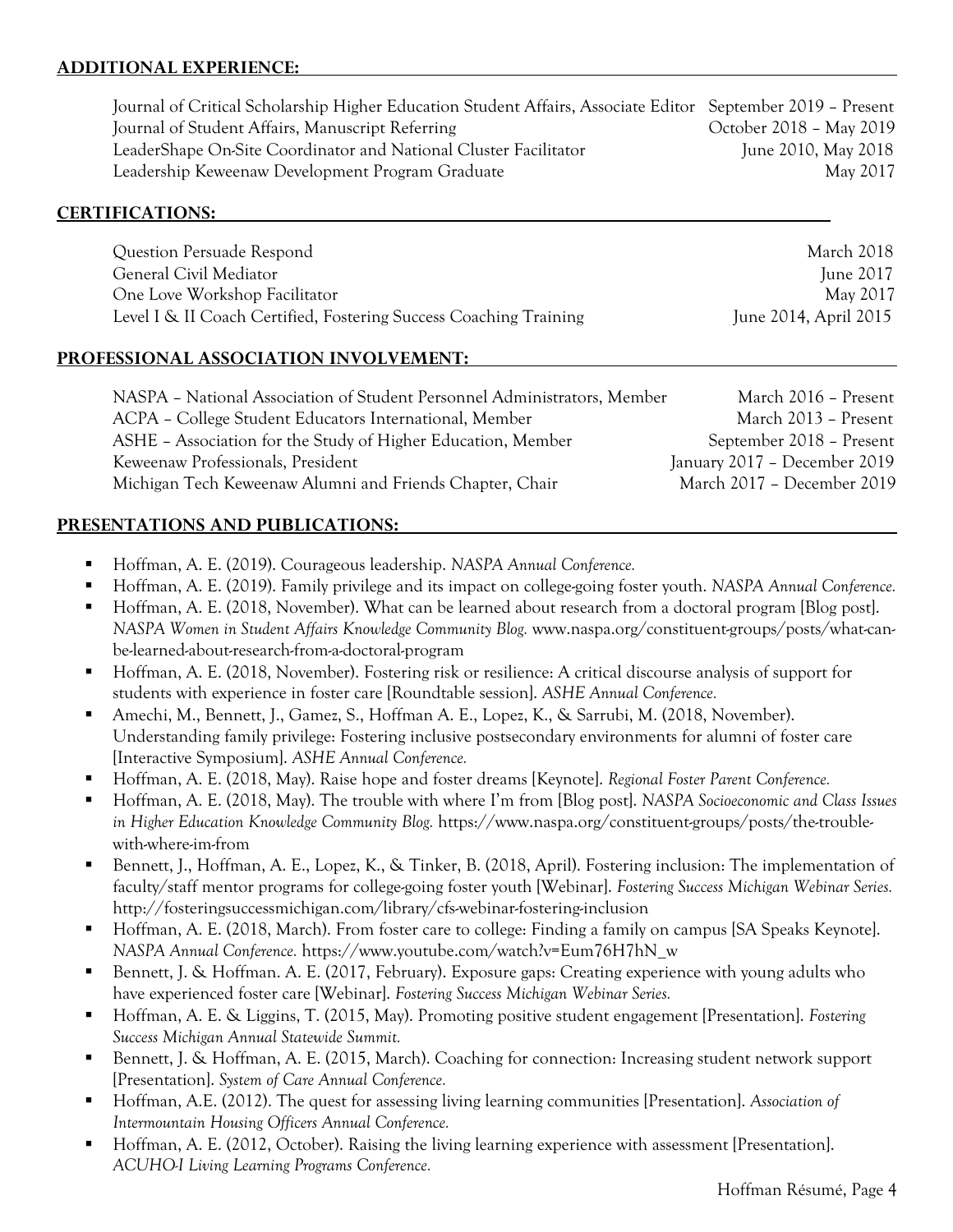## ADDITIONAL EXPERIENCE:

| | |
|---|---|
| Journal of Critical Scholarship Higher Education Student Affairs, Associate Editor | September 2019 – Present |
| Journal of Student Affairs, Manuscript Referring | October 2018 – May 2019 |
| LeaderShape On-Site Coordinator and National Cluster Facilitator | June 2010, May 2018 |
| Leadership Keweenaw Development Program Graduate | May 2017 |

## CERTIFICATIONS:

| | |
|---|---|
| Question Persuade Respond | March 2018 |
| General Civil Mediator | June 2017 |
| One Love Workshop Facilitator | May 2017 |
| Level I & II Coach Certified, Fostering Success Coaching Training | June 2014, April 2015 |

## PROFESSIONAL ASSOCIATION INVOLVEMENT:

| | |
|---|---|
| NASPA – National Association of Student Personnel Administrators, Member | March 2016 – Present |
| ACPA – College Student Educators International, Member | March 2013 – Present |
| ASHE – Association for the Study of Higher Education, Member | September 2018 – Present |
| Keweenaw Professionals, President | January 2017 – December 2019 |
| Michigan Tech Keweenaw Alumni and Friends Chapter, Chair | March 2017 – December 2019 |

## PRESENTATIONS AND PUBLICATIONS:

- Hoffman, A. E. (2019). Courageous leadership. *NASPA Annual Conference.*
- Hoffman, A. E. (2019). Family privilege and its impact on college-going foster youth. *NASPA Annual Conference.*
- Hoffman, A. E. (2018, November). What can be learned about research from a doctoral program [Blog post]. *NASPA Women in Student Affairs Knowledge Community Blog.* www.naspa.org/constituent-groups/posts/what-can-be-learned-about-research-from-a-doctoral-program
- Hoffman, A. E. (2018, November). Fostering risk or resilience: A critical discourse analysis of support for students with experience in foster care [Roundtable session]. *ASHE Annual Conference.*
- Amechi, M., Bennett, J., Gamez, S., Hoffman A. E., Lopez, K., & Sarrubi, M. (2018, November). Understanding family privilege: Fostering inclusive postsecondary environments for alumni of foster care [Interactive Symposium]. *ASHE Annual Conference.*
- Hoffman, A. E. (2018, May). Raise hope and foster dreams [Keynote]. *Regional Foster Parent Conference.*
- Hoffman, A. E. (2018, May). The trouble with where I'm from [Blog post]. *NASPA Socioeconomic and Class Issues in Higher Education Knowledge Community Blog.* https://www.naspa.org/constituent-groups/posts/the-trouble-with-where-im-from
- Bennett, J., Hoffman, A. E., Lopez, K., & Tinker, B. (2018, April). Fostering inclusion: The implementation of faculty/staff mentor programs for college-going foster youth [Webinar]. *Fostering Success Michigan Webinar Series.* http://fosteringsuccessmichigan.com/library/cfs-webinar-fostering-inclusion
- Hoffman, A. E. (2018, March). From foster care to college: Finding a family on campus [SA Speaks Keynote]. *NASPA Annual Conference.* https://www.youtube.com/watch?v=Eum76H7hN_w
- Bennett, J. & Hoffman. A. E. (2017, February). Exposure gaps: Creating experience with young adults who have experienced foster care [Webinar]. *Fostering Success Michigan Webinar Series.*
- Hoffman, A. E. & Liggins, T. (2015, May). Promoting positive student engagement [Presentation]. *Fostering Success Michigan Annual Statewide Summit.*
- Bennett, J. & Hoffman, A. E. (2015, March). Coaching for connection: Increasing student network support [Presentation]. *System of Care Annual Conference.*
- Hoffman, A.E. (2012). The quest for assessing living learning communities [Presentation]. *Association of Intermountain Housing Officers Annual Conference.*
- Hoffman, A. E. (2012, October). Raising the living learning experience with assessment [Presentation]. *ACUHO-I Living Learning Programs Conference.*